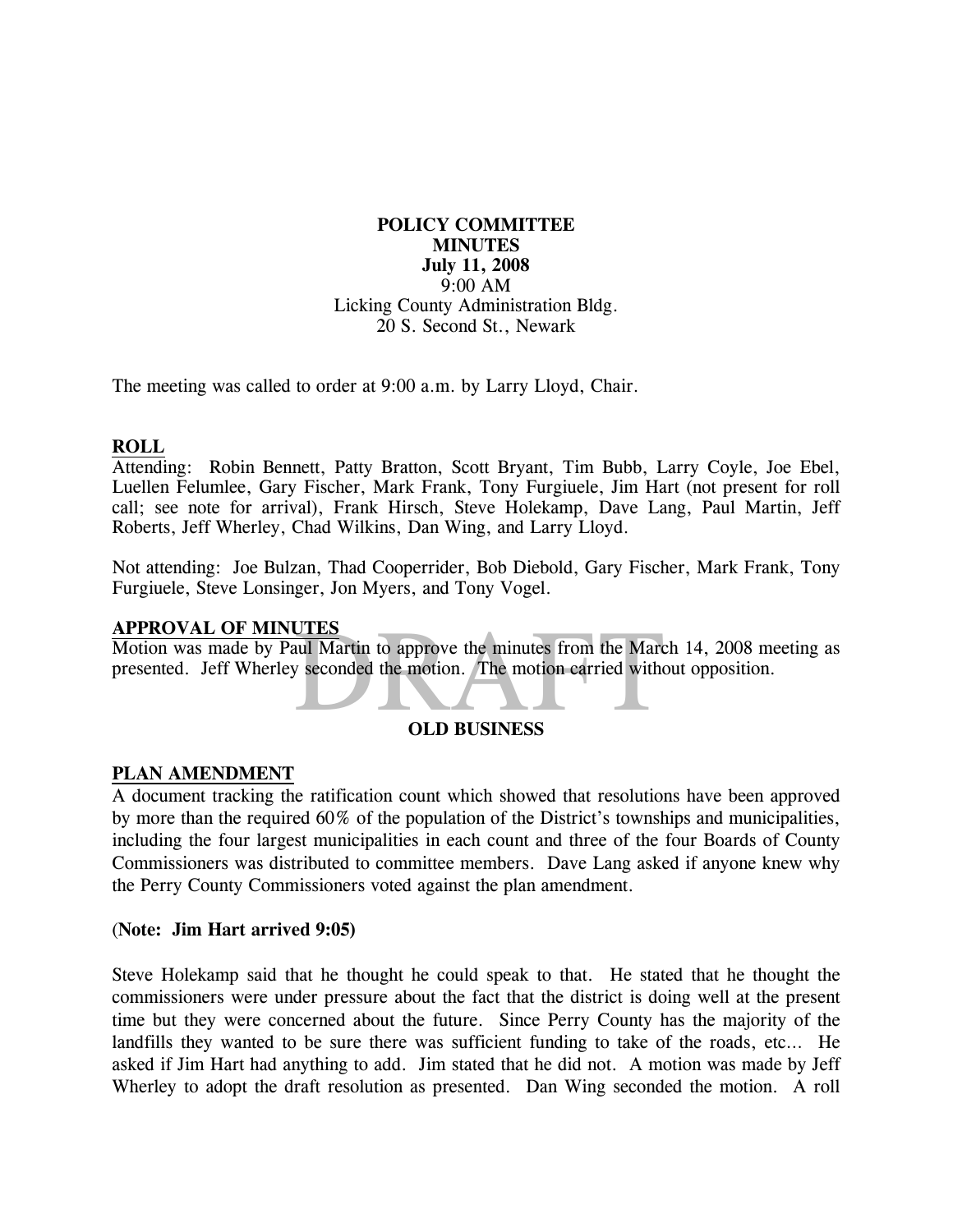**POLICY COMMITTEE**
**MINUTES**
**July 11, 2008**
9:00 AM
Licking County Administration Bldg.
20 S. Second St., Newark

The meeting was called to order at 9:00 a.m. by Larry Lloyd, Chair.

## ROLL

Attending: Robin Bennett, Patty Bratton, Scott Bryant, Tim Bubb, Larry Coyle, Joe Ebel, Luellen Felumlee, Gary Fischer, Mark Frank, Tony Furgiuele, Jim Hart (not present for roll call; see note for arrival), Frank Hirsch, Steve Holekamp, Dave Lang, Paul Martin, Jeff Roberts, Jeff Wherley, Chad Wilkins, Dan Wing, and Larry Lloyd.

Not attending: Joe Bulzan, Thad Cooperrider, Bob Diebold, Gary Fischer, Mark Frank, Tony Furgiuele, Steve Lonsinger, Jon Myers, and Tony Vogel.

## APPROVAL OF MINUTES

Motion was made by Paul Martin to approve the minutes from the March 14, 2008 meeting as presented. Jeff Wherley seconded the motion. The motion carried without opposition.

## OLD BUSINESS

## PLAN AMENDMENT

A document tracking the ratification count which showed that resolutions have been approved by more than the required 60% of the population of the District's townships and municipalities, including the four largest municipalities in each count and three of the four Boards of County Commissioners was distributed to committee members. Dave Lang asked if anyone knew why the Perry County Commissioners voted against the plan amendment.

(**Note: Jim Hart arrived 9:05)**

Steve Holekamp said that he thought he could speak to that. He stated that he thought the commissioners were under pressure about the fact that the district is doing well at the present time but they were concerned about the future. Since Perry County has the majority of the landfills they wanted to be sure there was sufficient funding to take of the roads, etc... He asked if Jim Hart had anything to add. Jim stated that he did not. A motion was made by Jeff Wherley to adopt the draft resolution as presented. Dan Wing seconded the motion. A roll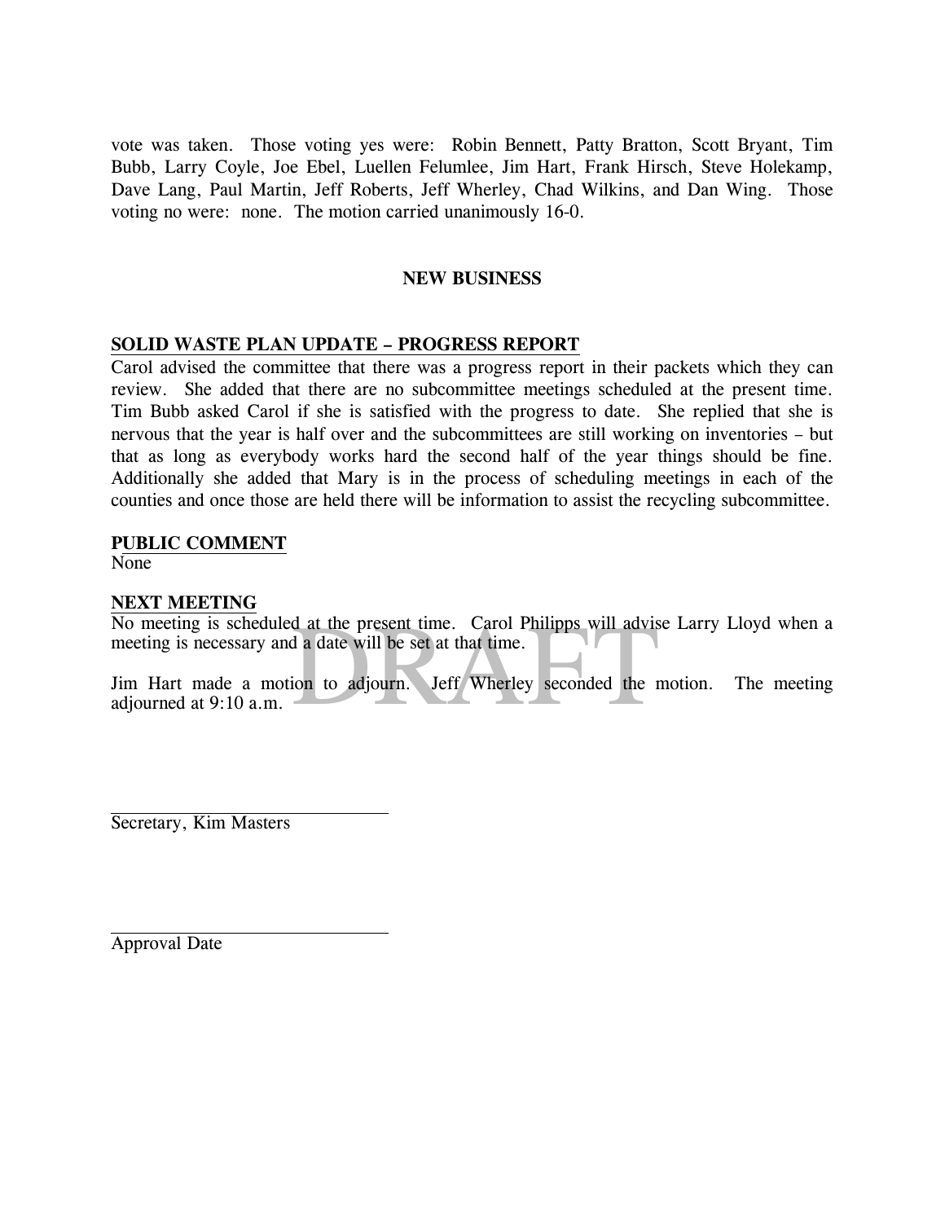vote was taken. Those voting yes were: Robin Bennett, Patty Bratton, Scott Bryant, Tim Bubb, Larry Coyle, Joe Ebel, Luellen Felumlee, Jim Hart, Frank Hirsch, Steve Holekamp, Dave Lang, Paul Martin, Jeff Roberts, Jeff Wherley, Chad Wilkins, and Dan Wing. Those voting no were: none. The motion carried unanimously 16-0.

## NEW BUSINESS

**SOLID WASTE PLAN UPDATE – PROGRESS REPORT**

Carol advised the committee that there was a progress report in their packets which they can review. She added that there are no subcommittee meetings scheduled at the present time. Tim Bubb asked Carol if she is satisfied with the progress to date. She replied that she is nervous that the year is half over and the subcommittees are still working on inventories – but that as long as everybody works hard the second half of the year things should be fine. Additionally she added that Mary is in the process of scheduling meetings in each of the counties and once those are held there will be information to assist the recycling subcommittee.

**PUBLIC COMMENT**

None

**NEXT MEETING**

No meeting is scheduled at the present time. Carol Philipps will advise Larry Lloyd when a meeting is necessary and a date will be set at that time.

Jim Hart made a motion to adjourn. Jeff Wherley seconded the motion. The meeting adjourned at 9:10 a.m.

DRAFT

Secretary, Kim Masters

Approval Date